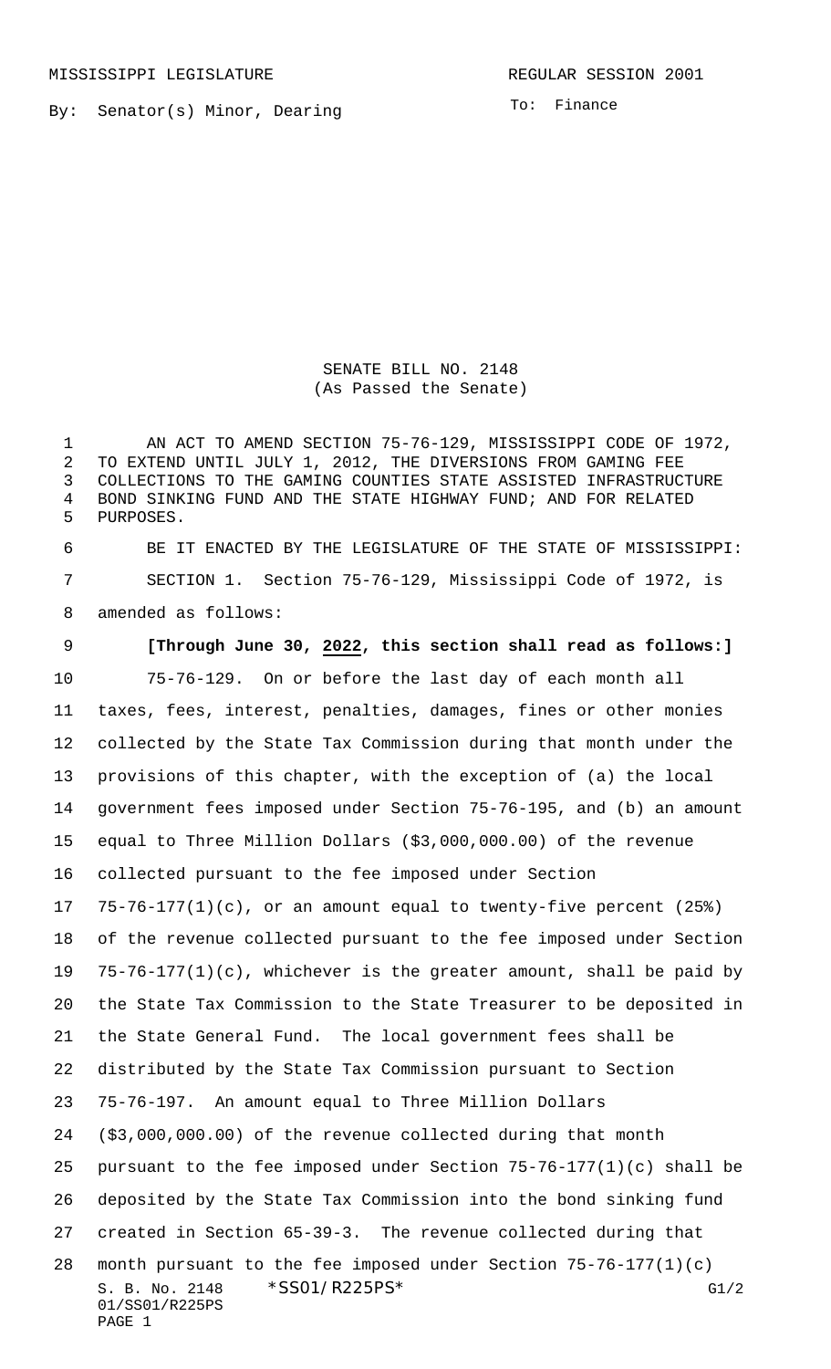MISSISSIPPI LEGISLATURE REGULAR SESSION 2001

By: Senator(s) Minor, Dearing

To: Finance

SENATE BILL NO. 2148
(As Passed the Senate)

AN ACT TO AMEND SECTION 75-76-129, MISSISSIPPI CODE OF 1972, TO EXTEND UNTIL JULY 1, 2012, THE DIVERSIONS FROM GAMING FEE COLLECTIONS TO THE GAMING COUNTIES STATE ASSISTED INFRASTRUCTURE BOND SINKING FUND AND THE STATE HIGHWAY FUND; AND FOR RELATED PURPOSES.

BE IT ENACTED BY THE LEGISLATURE OF THE STATE OF MISSISSIPPI:

SECTION 1. Section 75-76-129, Mississippi Code of 1972, is amended as follows:

**[Through June 30, 2022, this section shall read as follows:]**

75-76-129. On or before the last day of each month all taxes, fees, interest, penalties, damages, fines or other monies collected by the State Tax Commission during that month under the provisions of this chapter, with the exception of (a) the local government fees imposed under Section 75-76-195, and (b) an amount equal to Three Million Dollars ($3,000,000.00) of the revenue collected pursuant to the fee imposed under Section 75-76-177(1)(c), or an amount equal to twenty-five percent (25%) of the revenue collected pursuant to the fee imposed under Section 75-76-177(1)(c), whichever is the greater amount, shall be paid by the State Tax Commission to the State Treasurer to be deposited in the State General Fund. The local government fees shall be distributed by the State Tax Commission pursuant to Section 75-76-197. An amount equal to Three Million Dollars ($3,000,000.00) of the revenue collected during that month pursuant to the fee imposed under Section 75-76-177(1)(c) shall be deposited by the State Tax Commission into the bond sinking fund created in Section 65-39-3. The revenue collected during that month pursuant to the fee imposed under Section 75-76-177(1)(c)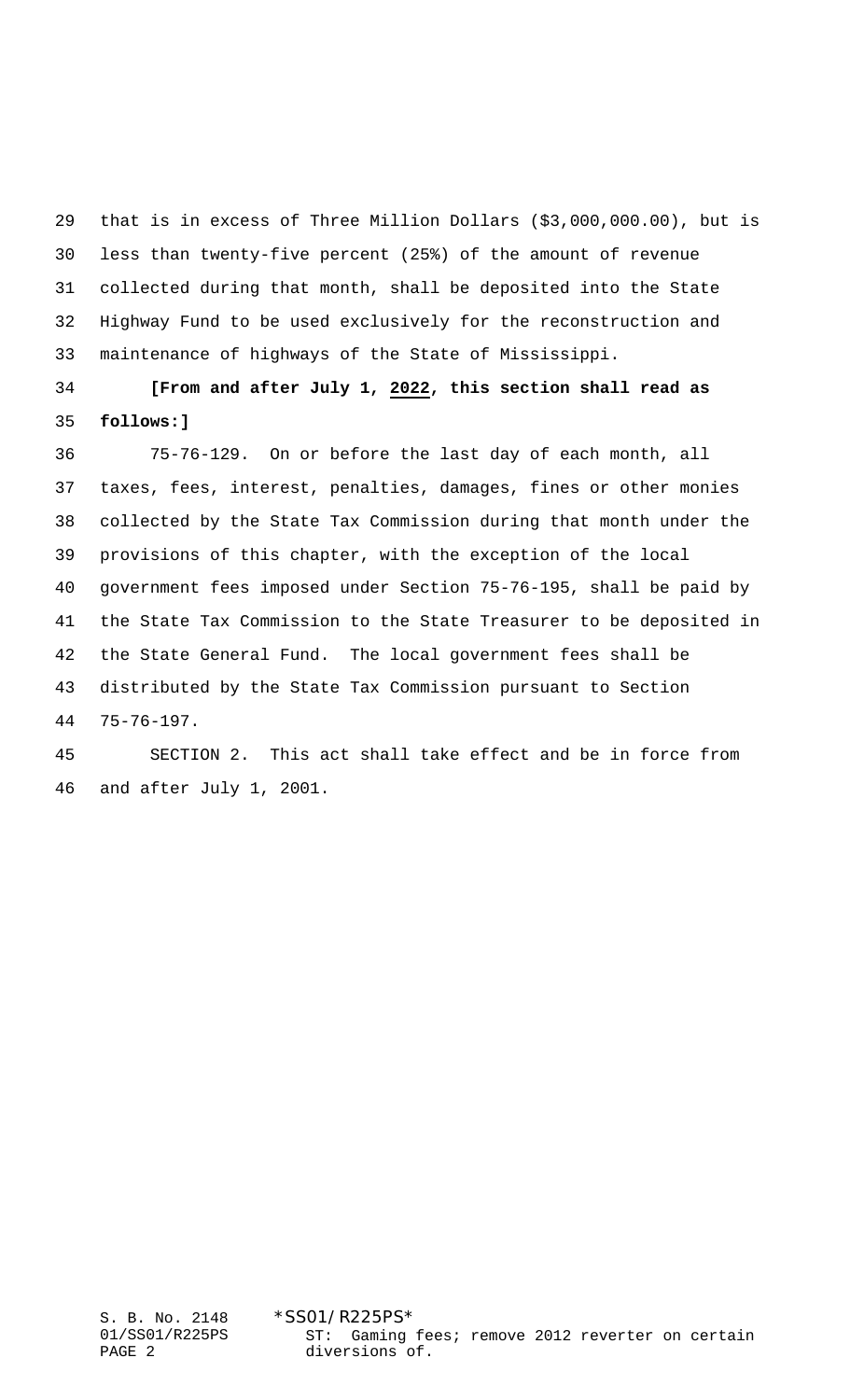that is in excess of Three Million Dollars ($3,000,000.00), but is less than twenty-five percent (25%) of the amount of revenue collected during that month, shall be deposited into the State Highway Fund to be used exclusively for the reconstruction and maintenance of highways of the State of Mississippi.

**[From and after July 1, <u>2022</u>, this section shall read as follows:]**

75-76-129. On or before the last day of each month, all taxes, fees, interest, penalties, damages, fines or other monies collected by the State Tax Commission during that month under the provisions of this chapter, with the exception of the local government fees imposed under Section 75-76-195, shall be paid by the State Tax Commission to the State Treasurer to be deposited in the State General Fund. The local government fees shall be distributed by the State Tax Commission pursuant to Section 75-76-197.

SECTION 2. This act shall take effect and be in force from and after July 1, 2001.